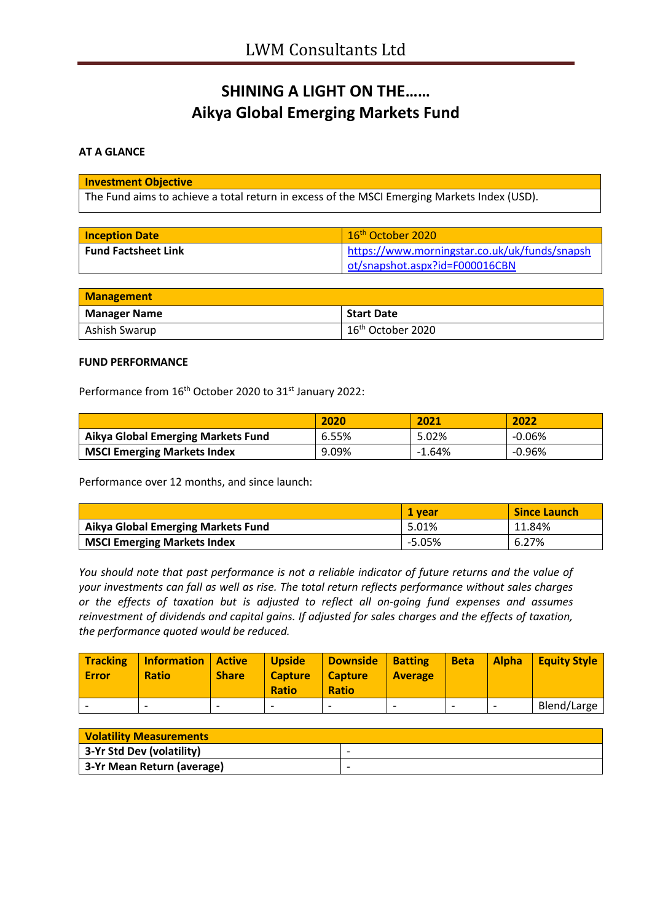# SHINING A LIGHT ON THE……
# Aikya Global Emerging Markets Fund

### AT A GLANCE

| Investment Objective |
|---|
| The Fund aims to achieve a total return in excess of the MSCI Emerging Markets Index (USD). |

| Inception Date | 16th October 2020 |
|---|---|
| Fund Factsheet Link | https://www.morningstar.co.uk/uk/funds/snapshot/snapshot.aspx?id=F000016CBN |

| Management | |
|---|---|
| **Manager Name** | **Start Date** |
| Ashish Swarup | 16th October 2020 |

### FUND PERFORMANCE

Performance from 16th October 2020 to 31st January 2022:

| | 2020 | 2021 | 2022 |
|---|---|---|---|
| **Aikya Global Emerging Markets Fund** | 6.55% | 5.02% | -0.06% |
| **MSCI Emerging Markets Index** | 9.09% | -1.64% | -0.96% |

Performance over 12 months, and since launch:

| | 1 year | Since Launch |
|---|---|---|
| **Aikya Global Emerging Markets Fund** | 5.01% | 11.84% |
| **MSCI Emerging Markets Index** | -5.05% | 6.27% |

*You should note that past performance is not a reliable indicator of future returns and the value of your investments can fall as well as rise. The total return reflects performance without sales charges or the effects of taxation but is adjusted to reflect all on-going fund expenses and assumes reinvestment of dividends and capital gains. If adjusted for sales charges and the effects of taxation, the performance quoted would be reduced.*

| Tracking Error | Information Ratio | Active Share | Upside Capture Ratio | Downside Capture Ratio | Batting Average | Beta | Alpha | Equity Style |
|---|---|---|---|---|---|---|---|---|
| - | - | - | - | - | - | - | - | Blend/Large |

| Volatility Measurements | |
|---|---|
| **3-Yr Std Dev (volatility)** | - |
| **3-Yr Mean Return (average)** | - |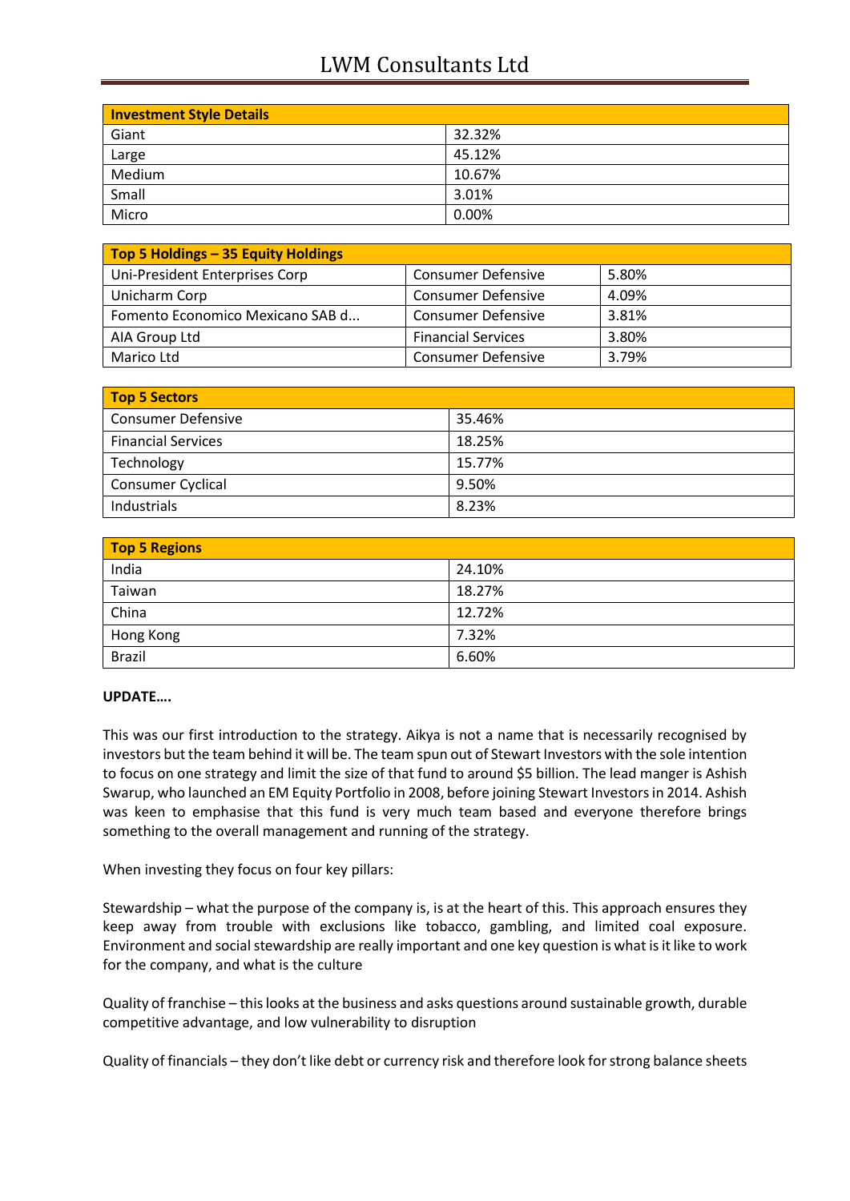| Investment Style Details | |
|---|---|
| Giant | 32.32% |
| Large | 45.12% |
| Medium | 10.67% |
| Small | 3.01% |
| Micro | 0.00% |

| Top 5 Holdings – 35 Equity Holdings | | |
|---|---|---|
| Uni-President Enterprises Corp | Consumer Defensive | 5.80% |
| Unicharm Corp | Consumer Defensive | 4.09% |
| Fomento Economico Mexicano SAB d... | Consumer Defensive | 3.81% |
| AIA Group Ltd | Financial Services | 3.80% |
| Marico Ltd | Consumer Defensive | 3.79% |

| Top 5 Sectors | |
|---|---|
| Consumer Defensive | 35.46% |
| Financial Services | 18.25% |
| Technology | 15.77% |
| Consumer Cyclical | 9.50% |
| Industrials | 8.23% |

| Top 5 Regions | |
|---|---|
| India | 24.10% |
| Taiwan | 18.27% |
| China | 12.72% |
| Hong Kong | 7.32% |
| Brazil | 6.60% |

**UPDATE….**

This was our first introduction to the strategy. Aikya is not a name that is necessarily recognised by investors but the team behind it will be. The team spun out of Stewart Investors with the sole intention to focus on one strategy and limit the size of that fund to around $5 billion. The lead manger is Ashish Swarup, who launched an EM Equity Portfolio in 2008, before joining Stewart Investors in 2014. Ashish was keen to emphasise that this fund is very much team based and everyone therefore brings something to the overall management and running of the strategy.

When investing they focus on four key pillars:

Stewardship – what the purpose of the company is, is at the heart of this. This approach ensures they keep away from trouble with exclusions like tobacco, gambling, and limited coal exposure. Environment and social stewardship are really important and one key question is what is it like to work for the company, and what is the culture

Quality of franchise – this looks at the business and asks questions around sustainable growth, durable competitive advantage, and low vulnerability to disruption

Quality of financials – they don't like debt or currency risk and therefore look for strong balance sheets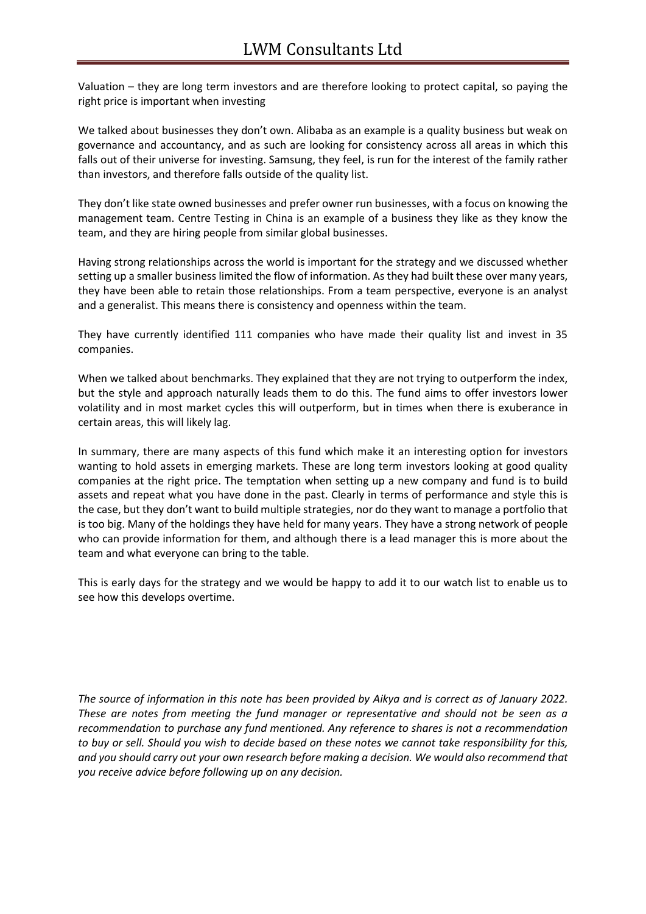Valuation – they are long term investors and are therefore looking to protect capital, so paying the right price is important when investing

We talked about businesses they don't own. Alibaba as an example is a quality business but weak on governance and accountancy, and as such are looking for consistency across all areas in which this falls out of their universe for investing. Samsung, they feel, is run for the interest of the family rather than investors, and therefore falls outside of the quality list.

They don't like state owned businesses and prefer owner run businesses, with a focus on knowing the management team. Centre Testing in China is an example of a business they like as they know the team, and they are hiring people from similar global businesses.

Having strong relationships across the world is important for the strategy and we discussed whether setting up a smaller business limited the flow of information. As they had built these over many years, they have been able to retain those relationships. From a team perspective, everyone is an analyst and a generalist. This means there is consistency and openness within the team.

They have currently identified 111 companies who have made their quality list and invest in 35 companies.

When we talked about benchmarks. They explained that they are not trying to outperform the index, but the style and approach naturally leads them to do this. The fund aims to offer investors lower volatility and in most market cycles this will outperform, but in times when there is exuberance in certain areas, this will likely lag.

In summary, there are many aspects of this fund which make it an interesting option for investors wanting to hold assets in emerging markets. These are long term investors looking at good quality companies at the right price. The temptation when setting up a new company and fund is to build assets and repeat what you have done in the past. Clearly in terms of performance and style this is the case, but they don't want to build multiple strategies, nor do they want to manage a portfolio that is too big. Many of the holdings they have held for many years. They have a strong network of people who can provide information for them, and although there is a lead manager this is more about the team and what everyone can bring to the table.

This is early days for the strategy and we would be happy to add it to our watch list to enable us to see how this develops overtime.

*The source of information in this note has been provided by Aikya and is correct as of January 2022. These are notes from meeting the fund manager or representative and should not be seen as a recommendation to purchase any fund mentioned. Any reference to shares is not a recommendation to buy or sell. Should you wish to decide based on these notes we cannot take responsibility for this, and you should carry out your own research before making a decision. We would also recommend that you receive advice before following up on any decision.*